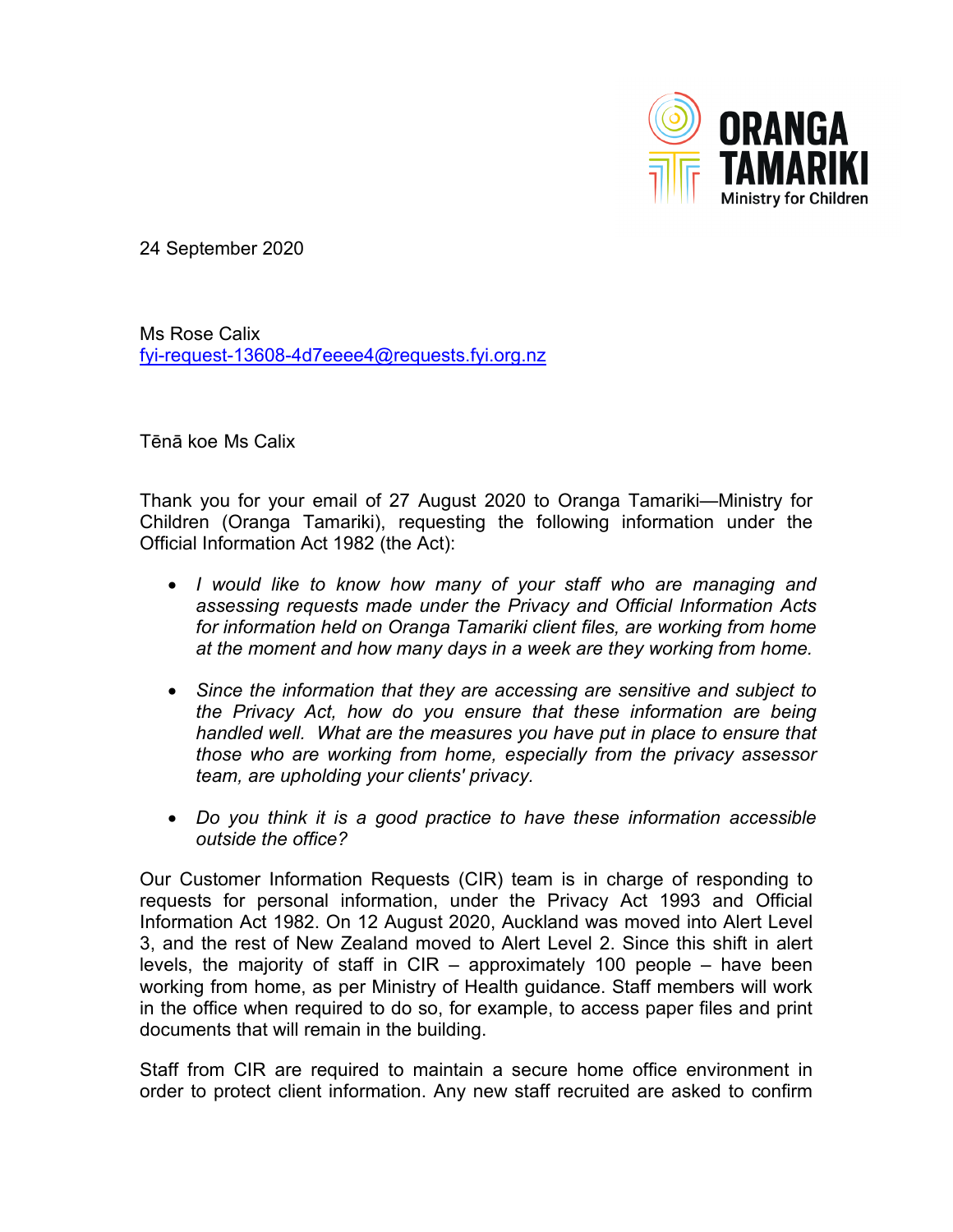ORANGA TAMARIKI
Ministry for Children

24 September 2020

Ms Rose Calix
fyi-request-13608-4d7eeee4@requests.fyi.org.nz

Tēnā koe Ms Calix

Thank you for your email of 27 August 2020 to Oranga Tamariki—Ministry for Children (Oranga Tamariki), requesting the following information under the Official Information Act 1982 (the Act):

- *I would like to know how many of your staff who are managing and assessing requests made under the Privacy and Official Information Acts for information held on Oranga Tamariki client files, are working from home at the moment and how many days in a week are they working from home.*
- *Since the information that they are accessing are sensitive and subject to the Privacy Act, how do you ensure that these information are being handled well. What are the measures you have put in place to ensure that those who are working from home, especially from the privacy assessor team, are upholding your clients' privacy.*
- *Do you think it is a good practice to have these information accessible outside the office?*

Our Customer Information Requests (CIR) team is in charge of responding to requests for personal information, under the Privacy Act 1993 and Official Information Act 1982. On 12 August 2020, Auckland was moved into Alert Level 3, and the rest of New Zealand moved to Alert Level 2. Since this shift in alert levels, the majority of staff in CIR – approximately 100 people – have been working from home, as per Ministry of Health guidance. Staff members will work in the office when required to do so, for example, to access paper files and print documents that will remain in the building.

Staff from CIR are required to maintain a secure home office environment in order to protect client information. Any new staff recruited are asked to confirm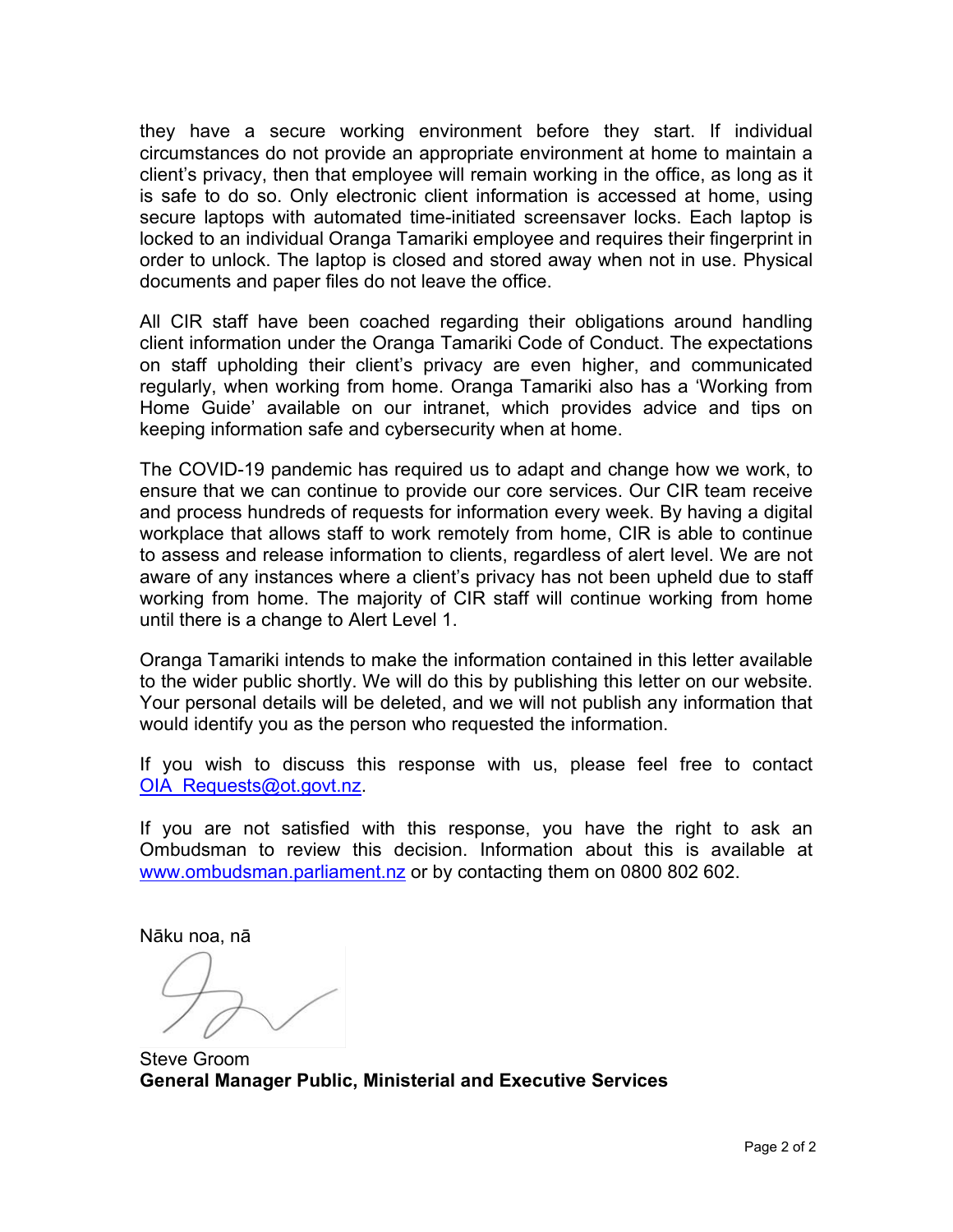they have a secure working environment before they start. If individual circumstances do not provide an appropriate environment at home to maintain a client's privacy, then that employee will remain working in the office, as long as it is safe to do so. Only electronic client information is accessed at home, using secure laptops with automated time-initiated screensaver locks. Each laptop is locked to an individual Oranga Tamariki employee and requires their fingerprint in order to unlock. The laptop is closed and stored away when not in use. Physical documents and paper files do not leave the office.

All CIR staff have been coached regarding their obligations around handling client information under the Oranga Tamariki Code of Conduct. The expectations on staff upholding their client's privacy are even higher, and communicated regularly, when working from home. Oranga Tamariki also has a 'Working from Home Guide' available on our intranet, which provides advice and tips on keeping information safe and cybersecurity when at home.

The COVID-19 pandemic has required us to adapt and change how we work, to ensure that we can continue to provide our core services. Our CIR team receive and process hundreds of requests for information every week. By having a digital workplace that allows staff to work remotely from home, CIR is able to continue to assess and release information to clients, regardless of alert level. We are not aware of any instances where a client's privacy has not been upheld due to staff working from home. The majority of CIR staff will continue working from home until there is a change to Alert Level 1.

Oranga Tamariki intends to make the information contained in this letter available to the wider public shortly. We will do this by publishing this letter on our website. Your personal details will be deleted, and we will not publish any information that would identify you as the person who requested the information.

If you wish to discuss this response with us, please feel free to contact OIA_Requests@ot.govt.nz.

If you are not satisfied with this response, you have the right to ask an Ombudsman to review this decision. Information about this is available at www.ombudsman.parliament.nz or by contacting them on 0800 802 602.

Nāku noa, nā

Steve Groom  
**General Manager Public, Ministerial and Executive Services**